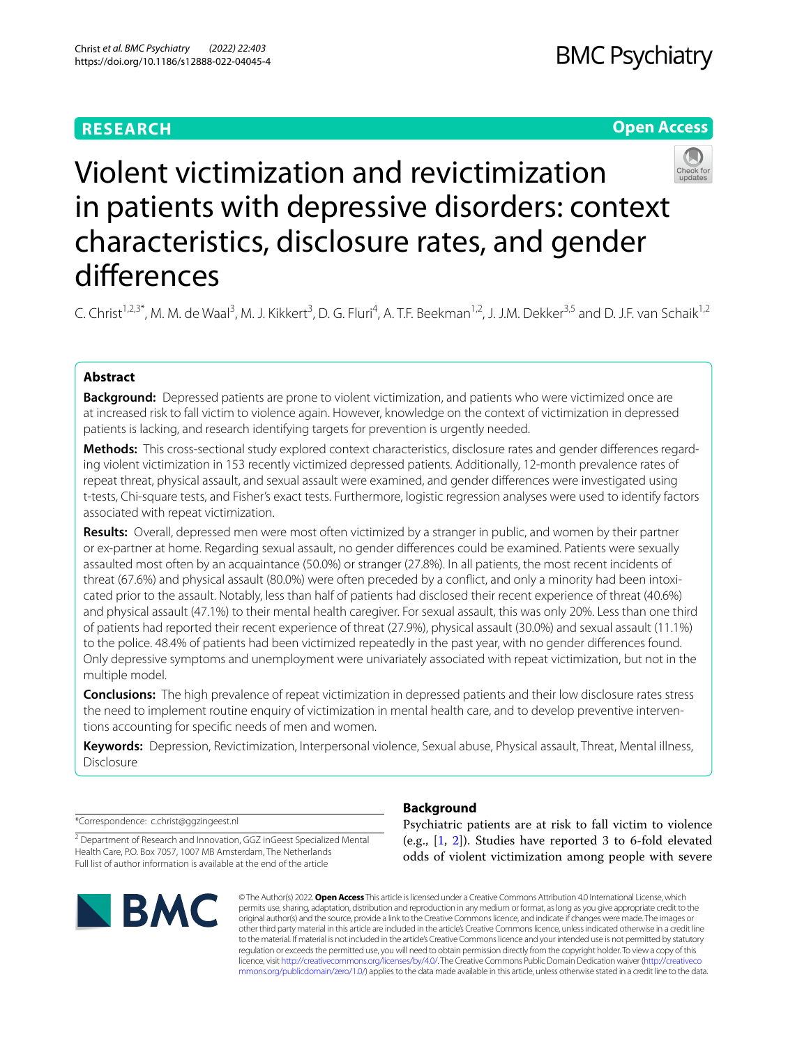RESEARCH

Open Access

# Violent victimization and revictimization in patients with depressive disorders: context characteristics, disclosure rates, and gender differences

C. Christ[1,2,3*], M. M. de Waal[3], M. J. Kikkert[3], D. G. Fluri[4], A. T.F. Beekman[1,2], J. J.M. Dekker[3,5] and D. J.F. van Schaik[1,2]

## Abstract

**Background:** Depressed patients are prone to violent victimization, and patients who were victimized once are at increased risk to fall victim to violence again. However, knowledge on the context of victimization in depressed patients is lacking, and research identifying targets for prevention is urgently needed.

**Methods:** This cross-sectional study explored context characteristics, disclosure rates and gender differences regarding violent victimization in 153 recently victimized depressed patients. Additionally, 12-month prevalence rates of repeat threat, physical assault, and sexual assault were examined, and gender differences were investigated using t-tests, Chi-square tests, and Fisher's exact tests. Furthermore, logistic regression analyses were used to identify factors associated with repeat victimization.

**Results:** Overall, depressed men were most often victimized by a stranger in public, and women by their partner or ex-partner at home. Regarding sexual assault, no gender differences could be examined. Patients were sexually assaulted most often by an acquaintance (50.0%) or stranger (27.8%). In all patients, the most recent incidents of threat (67.6%) and physical assault (80.0%) were often preceded by a conflict, and only a minority had been intoxicated prior to the assault. Notably, less than half of patients had disclosed their recent experience of threat (40.6%) and physical assault (47.1%) to their mental health caregiver. For sexual assault, this was only 20%. Less than one third of patients had reported their recent experience of threat (27.9%), physical assault (30.0%) and sexual assault (11.1%) to the police. 48.4% of patients had been victimized repeatedly in the past year, with no gender differences found. Only depressive symptoms and unemployment were univariately associated with repeat victimization, but not in the multiple model.

**Conclusions:** The high prevalence of repeat victimization in depressed patients and their low disclosure rates stress the need to implement routine enquiry of victimization in mental health care, and to develop preventive interventions accounting for specific needs of men and women.

**Keywords:** Depression, Revictimization, Interpersonal violence, Sexual abuse, Physical assault, Threat, Mental illness, Disclosure

*Correspondence: c.christ@ggzingeest.nl

[2] Department of Research and Innovation, GGZ inGeest Specialized Mental Health Care, P.O. Box 7057, 1007 MB Amsterdam, The Netherlands

Full list of author information is available at the end of the article

## Background

Psychiatric patients are at risk to fall victim to violence (e.g., [1, 2]). Studies have reported 3 to 6-fold elevated odds of violent victimization among people with severe

© The Author(s) 2022. **Open Access** This article is licensed under a Creative Commons Attribution 4.0 International License, which permits use, sharing, adaptation, distribution and reproduction in any medium or format, as long as you give appropriate credit to the original author(s) and the source, provide a link to the Creative Commons licence, and indicate if changes were made. The images or other third party material in this article are included in the article's Creative Commons licence, unless indicated otherwise in a credit line to the material. If material is not included in the article's Creative Commons licence and your intended use is not permitted by statutory regulation or exceeds the permitted use, you will need to obtain permission directly from the copyright holder. To view a copy of this licence, visit http://creativecommons.org/licenses/by/4.0/. The Creative Commons Public Domain Dedication waiver (http://creativecommons.org/publicdomain/zero/1.0/) applies to the data made available in this article, unless otherwise stated in a credit line to the data.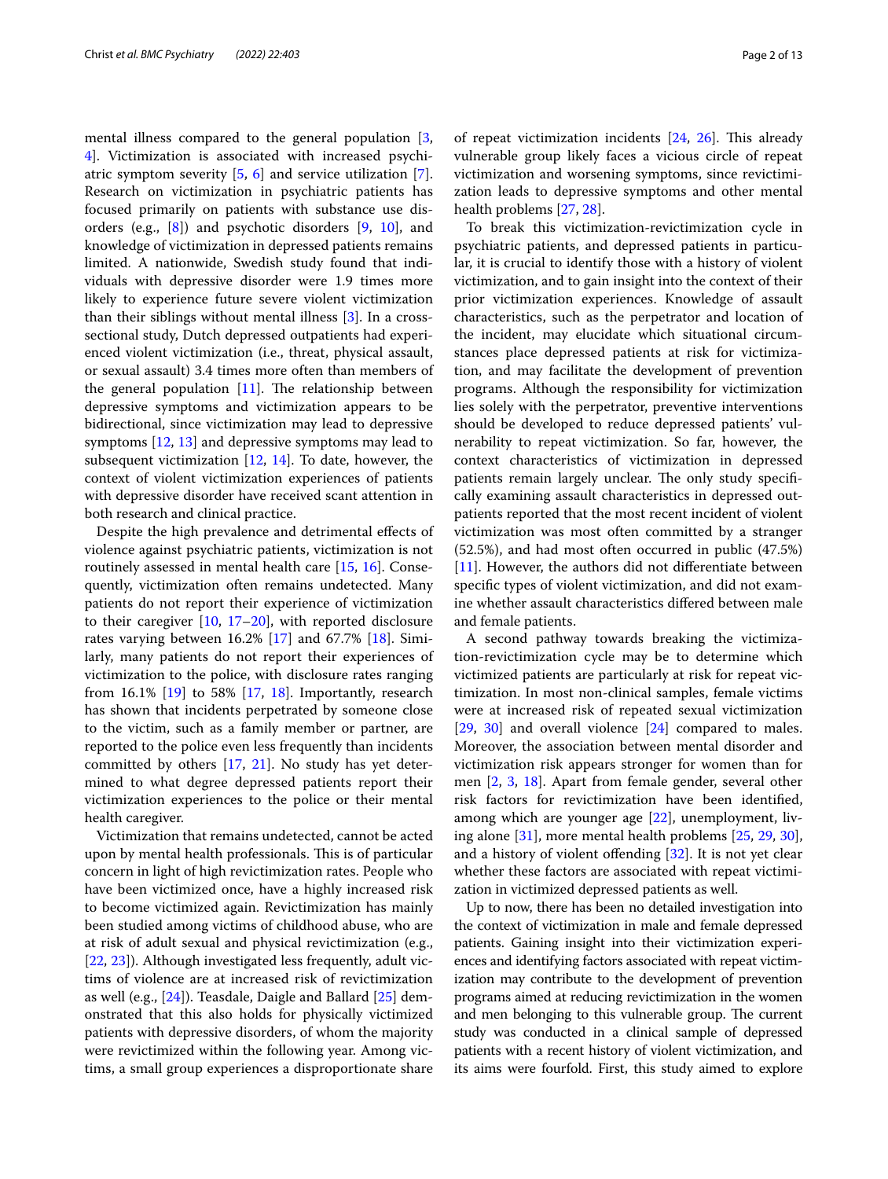mental illness compared to the general population [3, 4]. Victimization is associated with increased psychiatric symptom severity [5, 6] and service utilization [7]. Research on victimization in psychiatric patients has focused primarily on patients with substance use disorders (e.g., [8]) and psychotic disorders [9, 10], and knowledge of victimization in depressed patients remains limited. A nationwide, Swedish study found that individuals with depressive disorder were 1.9 times more likely to experience future severe violent victimization than their siblings without mental illness [3]. In a cross-sectional study, Dutch depressed outpatients had experienced violent victimization (i.e., threat, physical assault, or sexual assault) 3.4 times more often than members of the general population [11]. The relationship between depressive symptoms and victimization appears to be bidirectional, since victimization may lead to depressive symptoms [12, 13] and depressive symptoms may lead to subsequent victimization [12, 14]. To date, however, the context of violent victimization experiences of patients with depressive disorder have received scant attention in both research and clinical practice.

Despite the high prevalence and detrimental effects of violence against psychiatric patients, victimization is not routinely assessed in mental health care [15, 16]. Consequently, victimization often remains undetected. Many patients do not report their experience of victimization to their caregiver [10, 17–20], with reported disclosure rates varying between 16.2% [17] and 67.7% [18]. Similarly, many patients do not report their experiences of victimization to the police, with disclosure rates ranging from 16.1% [19] to 58% [17, 18]. Importantly, research has shown that incidents perpetrated by someone close to the victim, such as a family member or partner, are reported to the police even less frequently than incidents committed by others [17, 21]. No study has yet determined to what degree depressed patients report their victimization experiences to the police or their mental health caregiver.

Victimization that remains undetected, cannot be acted upon by mental health professionals. This is of particular concern in light of high revictimization rates. People who have been victimized once, have a highly increased risk to become victimized again. Revictimization has mainly been studied among victims of childhood abuse, who are at risk of adult sexual and physical revictimization (e.g., [22, 23]). Although investigated less frequently, adult victims of violence are at increased risk of revictimization as well (e.g., [24]). Teasdale, Daigle and Ballard [25] demonstrated that this also holds for physically victimized patients with depressive disorders, of whom the majority were revictimized within the following year. Among victims, a small group experiences a disproportionate share of repeat victimization incidents [24, 26]. This already vulnerable group likely faces a vicious circle of repeat victimization and worsening symptoms, since revictimization leads to depressive symptoms and other mental health problems [27, 28].

To break this victimization-revictimization cycle in psychiatric patients, and depressed patients in particular, it is crucial to identify those with a history of violent victimization, and to gain insight into the context of their prior victimization experiences. Knowledge of assault characteristics, such as the perpetrator and location of the incident, may elucidate which situational circumstances place depressed patients at risk for victimization, and may facilitate the development of prevention programs. Although the responsibility for victimization lies solely with the perpetrator, preventive interventions should be developed to reduce depressed patients' vulnerability to repeat victimization. So far, however, the context characteristics of victimization in depressed patients remain largely unclear. The only study specifically examining assault characteristics in depressed outpatients reported that the most recent incident of violent victimization was most often committed by a stranger (52.5%), and had most often occurred in public (47.5%) [11]. However, the authors did not differentiate between specific types of violent victimization, and did not examine whether assault characteristics differed between male and female patients.

A second pathway towards breaking the victimization-revictimization cycle may be to determine which victimized patients are particularly at risk for repeat victimization. In most non-clinical samples, female victims were at increased risk of repeated sexual victimization [29, 30] and overall violence [24] compared to males. Moreover, the association between mental disorder and victimization risk appears stronger for women than for men [2, 3, 18]. Apart from female gender, several other risk factors for revictimization have been identified, among which are younger age [22], unemployment, living alone [31], more mental health problems [25, 29, 30], and a history of violent offending [32]. It is not yet clear whether these factors are associated with repeat victimization in victimized depressed patients as well.

Up to now, there has been no detailed investigation into the context of victimization in male and female depressed patients. Gaining insight into their victimization experiences and identifying factors associated with repeat victimization may contribute to the development of prevention programs aimed at reducing revictimization in the women and men belonging to this vulnerable group. The current study was conducted in a clinical sample of depressed patients with a recent history of violent victimization, and its aims were fourfold. First, this study aimed to explore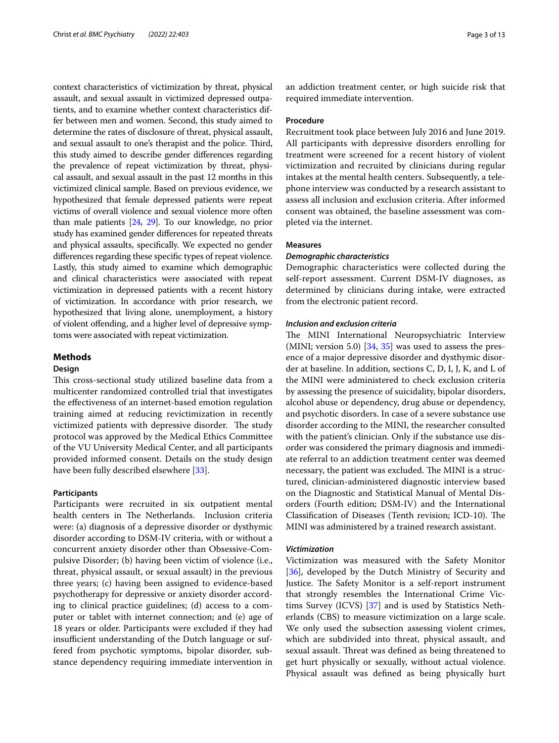context characteristics of victimization by threat, physical assault, and sexual assault in victimized depressed outpatients, and to examine whether context characteristics differ between men and women. Second, this study aimed to determine the rates of disclosure of threat, physical assault, and sexual assault to one's therapist and the police. Third, this study aimed to describe gender differences regarding the prevalence of repeat victimization by threat, physical assault, and sexual assault in the past 12 months in this victimized clinical sample. Based on previous evidence, we hypothesized that female depressed patients were repeat victims of overall violence and sexual violence more often than male patients [24, 29]. To our knowledge, no prior study has examined gender differences for repeated threats and physical assaults, specifically. We expected no gender differences regarding these specific types of repeat violence. Lastly, this study aimed to examine which demographic and clinical characteristics were associated with repeat victimization in depressed patients with a recent history of victimization. In accordance with prior research, we hypothesized that living alone, unemployment, a history of violent offending, and a higher level of depressive symptoms were associated with repeat victimization.

## Methods

### Design

This cross-sectional study utilized baseline data from a multicenter randomized controlled trial that investigates the effectiveness of an internet-based emotion regulation training aimed at reducing revictimization in recently victimized patients with depressive disorder. The study protocol was approved by the Medical Ethics Committee of the VU University Medical Center, and all participants provided informed consent. Details on the study design have been fully described elsewhere [33].

### Participants

Participants were recruited in six outpatient mental health centers in The Netherlands. Inclusion criteria were: (a) diagnosis of a depressive disorder or dysthymic disorder according to DSM-IV criteria, with or without a concurrent anxiety disorder other than Obsessive-Compulsive Disorder; (b) having been victim of violence (i.e., threat, physical assault, or sexual assault) in the previous three years; (c) having been assigned to evidence-based psychotherapy for depressive or anxiety disorder according to clinical practice guidelines; (d) access to a computer or tablet with internet connection; and (e) age of 18 years or older. Participants were excluded if they had insufficient understanding of the Dutch language or suffered from psychotic symptoms, bipolar disorder, substance dependency requiring immediate intervention in an addiction treatment center, or high suicide risk that required immediate intervention.

### Procedure

Recruitment took place between July 2016 and June 2019. All participants with depressive disorders enrolling for treatment were screened for a recent history of violent victimization and recruited by clinicians during regular intakes at the mental health centers. Subsequently, a telephone interview was conducted by a research assistant to assess all inclusion and exclusion criteria. After informed consent was obtained, the baseline assessment was completed via the internet.

### Measures

#### *Demographic characteristics*

Demographic characteristics were collected during the self-report assessment. Current DSM-IV diagnoses, as determined by clinicians during intake, were extracted from the electronic patient record.

#### *Inclusion and exclusion criteria*

The MINI International Neuropsychiatric Interview (MINI; version 5.0) [34, 35] was used to assess the presence of a major depressive disorder and dysthymic disorder at baseline. In addition, sections C, D, I, J, K, and L of the MINI were administered to check exclusion criteria by assessing the presence of suicidality, bipolar disorders, alcohol abuse or dependency, drug abuse or dependency, and psychotic disorders. In case of a severe substance use disorder according to the MINI, the researcher consulted with the patient's clinician. Only if the substance use disorder was considered the primary diagnosis and immediate referral to an addiction treatment center was deemed necessary, the patient was excluded. The MINI is a structured, clinician-administered diagnostic interview based on the Diagnostic and Statistical Manual of Mental Disorders (Fourth edition; DSM-IV) and the International Classification of Diseases (Tenth revision; ICD-10). The MINI was administered by a trained research assistant.

#### *Victimization*

Victimization was measured with the Safety Monitor [36], developed by the Dutch Ministry of Security and Justice. The Safety Monitor is a self-report instrument that strongly resembles the International Crime Victims Survey (ICVS) [37] and is used by Statistics Netherlands (CBS) to measure victimization on a large scale. We only used the subsection assessing violent crimes, which are subdivided into threat, physical assault, and sexual assault. Threat was defined as being threatened to get hurt physically or sexually, without actual violence. Physical assault was defined as being physically hurt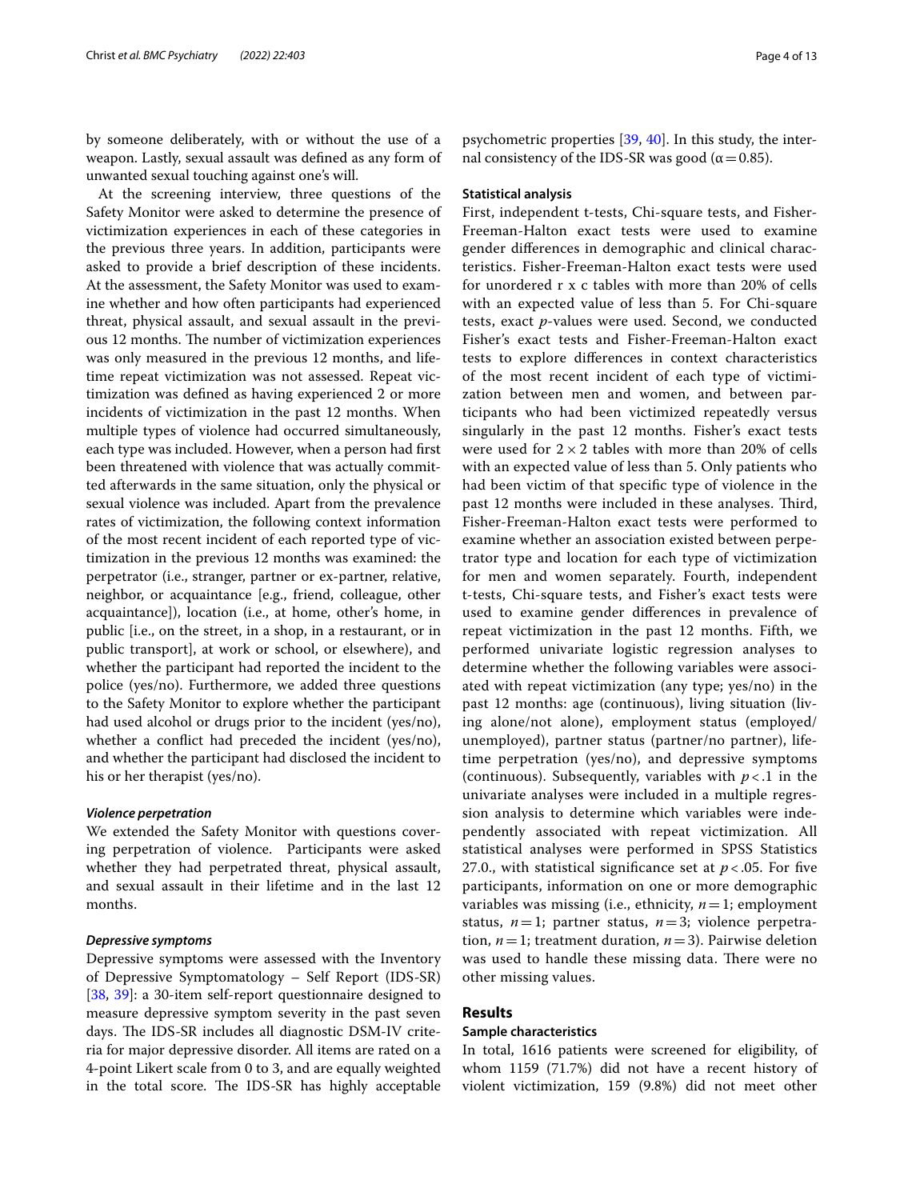by someone deliberately, with or without the use of a weapon. Lastly, sexual assault was defined as any form of unwanted sexual touching against one's will.

At the screening interview, three questions of the Safety Monitor were asked to determine the presence of victimization experiences in each of these categories in the previous three years. In addition, participants were asked to provide a brief description of these incidents. At the assessment, the Safety Monitor was used to examine whether and how often participants had experienced threat, physical assault, and sexual assault in the previous 12 months. The number of victimization experiences was only measured in the previous 12 months, and lifetime repeat victimization was not assessed. Repeat victimization was defined as having experienced 2 or more incidents of victimization in the past 12 months. When multiple types of violence had occurred simultaneously, each type was included. However, when a person had first been threatened with violence that was actually committed afterwards in the same situation, only the physical or sexual violence was included. Apart from the prevalence rates of victimization, the following context information of the most recent incident of each reported type of victimization in the previous 12 months was examined: the perpetrator (i.e., stranger, partner or ex-partner, relative, neighbor, or acquaintance [e.g., friend, colleague, other acquaintance]), location (i.e., at home, other's home, in public [i.e., on the street, in a shop, in a restaurant, or in public transport], at work or school, or elsewhere), and whether the participant had reported the incident to the police (yes/no). Furthermore, we added three questions to the Safety Monitor to explore whether the participant had used alcohol or drugs prior to the incident (yes/no), whether a conflict had preceded the incident (yes/no), and whether the participant had disclosed the incident to his or her therapist (yes/no).

#### *Violence perpetration*

We extended the Safety Monitor with questions covering perpetration of violence. Participants were asked whether they had perpetrated threat, physical assault, and sexual assault in their lifetime and in the last 12 months.

#### *Depressive symptoms*

Depressive symptoms were assessed with the Inventory of Depressive Symptomatology – Self Report (IDS-SR) [38, 39]: a 30-item self-report questionnaire designed to measure depressive symptom severity in the past seven days. The IDS-SR includes all diagnostic DSM-IV criteria for major depressive disorder. All items are rated on a 4-point Likert scale from 0 to 3, and are equally weighted in the total score. The IDS-SR has highly acceptable psychometric properties [39, 40]. In this study, the internal consistency of the IDS-SR was good ($\alpha = 0.85$).

### Statistical analysis

First, independent t-tests, Chi-square tests, and Fisher-Freeman-Halton exact tests were used to examine gender differences in demographic and clinical characteristics. Fisher-Freeman-Halton exact tests were used for unordered r x c tables with more than 20% of cells with an expected value of less than 5. For Chi-square tests, exact *p*-values were used. Second, we conducted Fisher's exact tests and Fisher-Freeman-Halton exact tests to explore differences in context characteristics of the most recent incident of each type of victimization between men and women, and between participants who had been victimized repeatedly versus singularly in the past 12 months. Fisher's exact tests were used for $2 \times 2$ tables with more than 20% of cells with an expected value of less than 5. Only patients who had been victim of that specific type of violence in the past 12 months were included in these analyses. Third, Fisher-Freeman-Halton exact tests were performed to examine whether an association existed between perpetrator type and location for each type of victimization for men and women separately. Fourth, independent t-tests, Chi-square tests, and Fisher's exact tests were used to examine gender differences in prevalence of repeat victimization in the past 12 months. Fifth, we performed univariate logistic regression analyses to determine whether the following variables were associated with repeat victimization (any type; yes/no) in the past 12 months: age (continuous), living situation (living alone/not alone), employment status (employed/unemployed), partner status (partner/no partner), lifetime perpetration (yes/no), and depressive symptoms (continuous). Subsequently, variables with $p < .1$ in the univariate analyses were included in a multiple regression analysis to determine which variables were independently associated with repeat victimization. All statistical analyses were performed in SPSS Statistics 27.0., with statistical significance set at $p < .05$. For five participants, information on one or more demographic variables was missing (i.e., ethnicity, $n = 1$; employment status, $n = 1$; partner status, $n = 3$; violence perpetration, $n = 1$; treatment duration, $n = 3$). Pairwise deletion was used to handle these missing data. There were no other missing values.

## Results

### Sample characteristics

In total, 1616 patients were screened for eligibility, of whom 1159 (71.7%) did not have a recent history of violent victimization, 159 (9.8%) did not meet other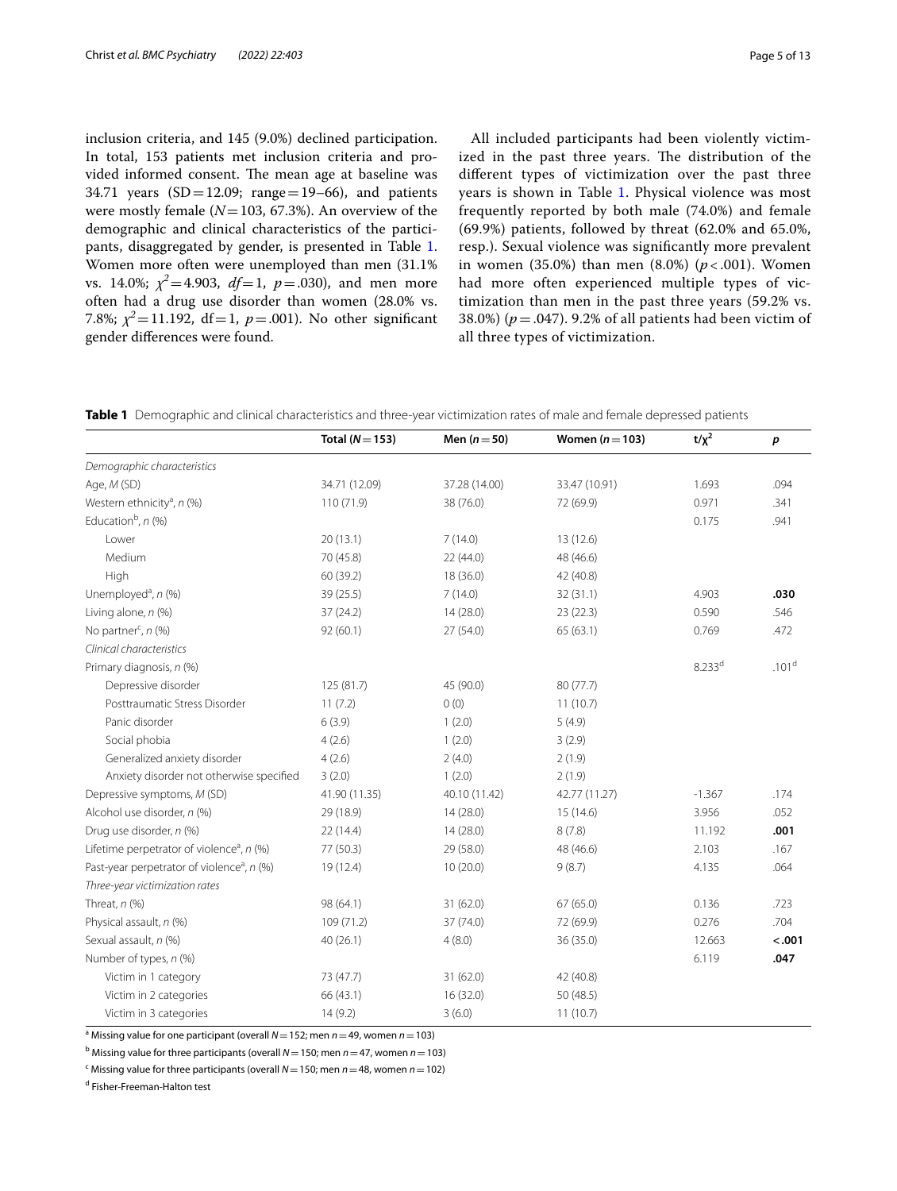inclusion criteria, and 145 (9.0%) declined participation. In total, 153 patients met inclusion criteria and provided informed consent. The mean age at baseline was 34.71 years (SD = 12.09; range = 19–66), and patients were mostly female ($N$ = 103, 67.3%). An overview of the demographic and clinical characteristics of the participants, disaggregated by gender, is presented in Table 1. Women more often were unemployed than men (31.1% vs. 14.0%; $\chi^2 = 4.903$, $df = 1$, $p = .030$), and men more often had a drug use disorder than women (28.0% vs. 7.8%; $\chi^2 = 11.192$, df = 1, $p = .001$). No other significant gender differences were found.

All included participants had been violently victimized in the past three years. The distribution of the different types of victimization over the past three years is shown in Table 1. Physical violence was most frequently reported by both male (74.0%) and female (69.9%) patients, followed by threat (62.0% and 65.0%, resp.). Sexual violence was significantly more prevalent in women (35.0%) than men (8.0%) ($p < .001$). Women had more often experienced multiple types of victimization than men in the past three years (59.2% vs. 38.0%) ($p = .047$). 9.2% of all patients had been victim of all three types of victimization.

**Table 1** Demographic and clinical characteristics and three-year victimization rates of male and female depressed patients

| | Total ($N$ = 153) | Men ($n$ = 50) | Women ($n$ = 103) | $t/\chi^2$ | $p$ |
|---|---|---|---|---|---|
| *Demographic characteristics* | | | | | |
| Age, *M* (SD) | 34.71 (12.09) | 37.28 (14.00) | 33.47 (10.91) | 1.693 | .094 |
| Western ethnicity[a], *n* (%) | 110 (71.9) | 38 (76.0) | 72 (69.9) | 0.971 | .341 |
| Education[b], *n* (%) | | | | 0.175 | .941 |
| Lower | 20 (13.1) | 7 (14.0) | 13 (12.6) | | |
| Medium | 70 (45.8) | 22 (44.0) | 48 (46.6) | | |
| High | 60 (39.2) | 18 (36.0) | 42 (40.8) | | |
| Unemployed[a], *n* (%) | 39 (25.5) | 7 (14.0) | 32 (31.1) | 4.903 | **.030** |
| Living alone, *n* (%) | 37 (24.2) | 14 (28.0) | 23 (22.3) | 0.590 | .546 |
| No partner[c], *n* (%) | 92 (60.1) | 27 (54.0) | 65 (63.1) | 0.769 | .472 |
| *Clinical characteristics* | | | | | |
| Primary diagnosis, *n* (%) | | | | 8.233[d] | .101[d] |
| Depressive disorder | 125 (81.7) | 45 (90.0) | 80 (77.7) | | |
| Posttraumatic Stress Disorder | 11 (7.2) | 0 (0) | 11 (10.7) | | |
| Panic disorder | 6 (3.9) | 1 (2.0) | 5 (4.9) | | |
| Social phobia | 4 (2.6) | 1 (2.0) | 3 (2.9) | | |
| Generalized anxiety disorder | 4 (2.6) | 2 (4.0) | 2 (1.9) | | |
| Anxiety disorder not otherwise specified | 3 (2.0) | 1 (2.0) | 2 (1.9) | | |
| Depressive symptoms, *M* (SD) | 41.90 (11.35) | 40.10 (11.42) | 42.77 (11.27) | -1.367 | .174 |
| Alcohol use disorder, *n* (%) | 29 (18.9) | 14 (28.0) | 15 (14.6) | 3.956 | .052 |
| Drug use disorder, *n* (%) | 22 (14.4) | 14 (28.0) | 8 (7.8) | 11.192 | **.001** |
| Lifetime perpetrator of violence[a], *n* (%) | 77 (50.3) | 29 (58.0) | 48 (46.6) | 2.103 | .167 |
| Past-year perpetrator of violence[a], *n* (%) | 19 (12.4) | 10 (20.0) | 9 (8.7) | 4.135 | .064 |
| *Three-year victimization rates* | | | | | |
| Threat, *n* (%) | 98 (64.1) | 31 (62.0) | 67 (65.0) | 0.136 | .723 |
| Physical assault, *n* (%) | 109 (71.2) | 37 (74.0) | 72 (69.9) | 0.276 | .704 |
| Sexual assault, *n* (%) | 40 (26.1) | 4 (8.0) | 36 (35.0) | 12.663 | **<.001** |
| Number of types, *n* (%) | | | | 6.119 | **.047** |
| Victim in 1 category | 73 (47.7) | 31 (62.0) | 42 (40.8) | | |
| Victim in 2 categories | 66 (43.1) | 16 (32.0) | 50 (48.5) | | |
| Victim in 3 categories | 14 (9.2) | 3 (6.0) | 11 (10.7) | | |

[a] Missing value for one participant (overall $N$ = 152; men $n$ = 49, women $n$ = 103)

[b] Missing value for three participants (overall $N$ = 150; men $n$ = 47, women $n$ = 103)

[c] Missing value for three participants (overall $N$ = 150; men $n$ = 48, women $n$ = 102)

[d] Fisher-Freeman-Halton test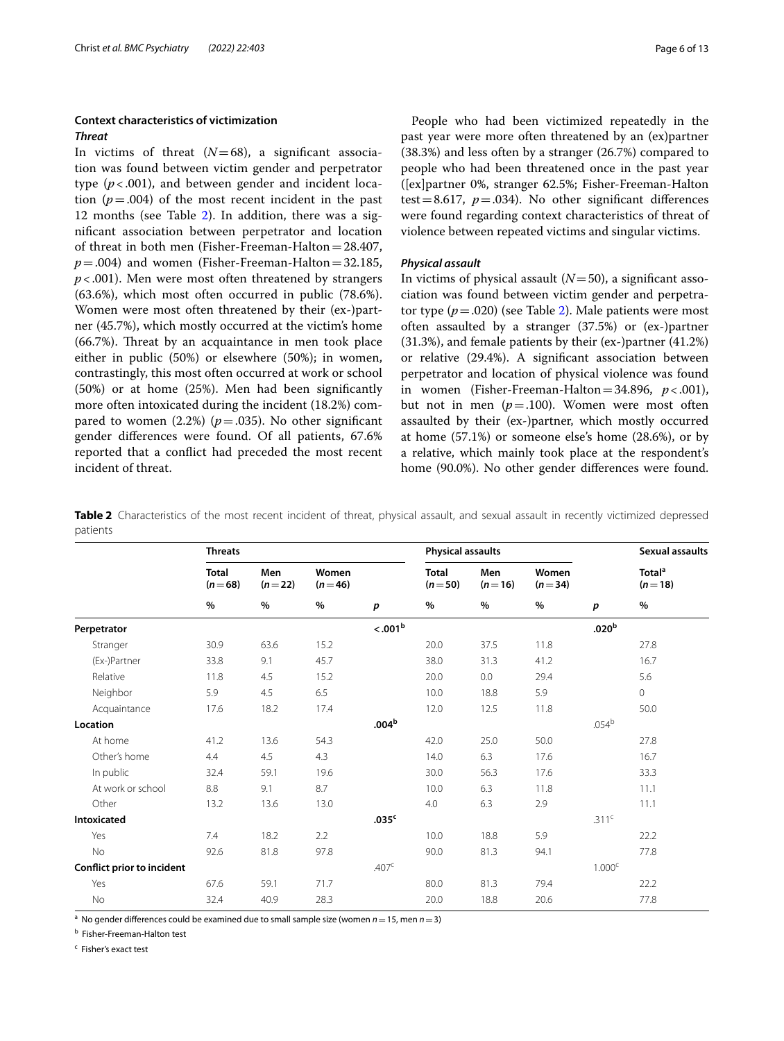## Context characteristics of victimization

### *Threat*

In victims of threat ($N = 68$), a significant association was found between victim gender and perpetrator type ($p < .001$), and between gender and incident location ($p = .004$) of the most recent incident in the past 12 months (see Table 2). In addition, there was a significant association between perpetrator and location of threat in both men (Fisher-Freeman-Halton = 28.407, $p = .004$) and women (Fisher-Freeman-Halton = 32.185, $p < .001$). Men were most often threatened by strangers (63.6%), which most often occurred in public (78.6%). Women were most often threatened by their (ex-)partner (45.7%), which mostly occurred at the victim's home (66.7%). Threat by an acquaintance in men took place either in public (50%) or elsewhere (50%); in women, contrastingly, this most often occurred at work or school (50%) or at home (25%). Men had been significantly more often intoxicated during the incident (18.2%) compared to women (2.2%) ($p = .035$). No other significant gender differences were found. Of all patients, 67.6% reported that a conflict had preceded the most recent incident of threat.

People who had been victimized repeatedly in the past year were more often threatened by an (ex)partner (38.3%) and less often by a stranger (26.7%) compared to people who had been threatened once in the past year ([ex]partner 0%, stranger 62.5%; Fisher-Freeman-Halton test = 8.617, $p = .034$). No other significant differences were found regarding context characteristics of threat of violence between repeated victims and singular victims.

### *Physical assault*

In victims of physical assault ($N = 50$), a significant association was found between victim gender and perpetrator type ($p = .020$) (see Table 2). Male patients were most often assaulted by a stranger (37.5%) or (ex-)partner (31.3%), and female patients by their (ex-)partner (41.2%) or relative (29.4%). A significant association between perpetrator and location of physical violence was found in women (Fisher-Freeman-Halton = 34.896, $p < .001$), but not in men ($p = .100$). Women were most often assaulted by their (ex-)partner, which mostly occurred at home (57.1%) or someone else's home (28.6%), or by a relative, which mainly took place at the respondent's home (90.0%). No other gender differences were found.

**Table 2** Characteristics of the most recent incident of threat, physical assault, and sexual assault in recently victimized depressed patients

| | Threats | | | | Physical assaults | | | | Sexual assaults |
|---|---|---|---|---|---|---|---|---|---|
| | Total ($n = 68$) | Men ($n = 22$) | Women ($n = 46$) | | Total ($n = 50$) | Men ($n = 16$) | Women ($n = 34$) | | Total[a] ($n = 18$) |
| | % | % | % | *p* | % | % | % | *p* | % |
| **Perpetrator** | | | | **<.001[b]** | | | | **.020[b]** | |
| Stranger | 30.9 | 63.6 | 15.2 | | 20.0 | 37.5 | 11.8 | | 27.8 |
| (Ex-)Partner | 33.8 | 9.1 | 45.7 | | 38.0 | 31.3 | 41.2 | | 16.7 |
| Relative | 11.8 | 4.5 | 15.2 | | 20.0 | 0.0 | 29.4 | | 5.6 |
| Neighbor | 5.9 | 4.5 | 6.5 | | 10.0 | 18.8 | 5.9 | | 0 |
| Acquaintance | 17.6 | 18.2 | 17.4 | | 12.0 | 12.5 | 11.8 | | 50.0 |
| **Location** | | | | **.004[b]** | | | | .054[b] | |
| At home | 41.2 | 13.6 | 54.3 | | 42.0 | 25.0 | 50.0 | | 27.8 |
| Other's home | 4.4 | 4.5 | 4.3 | | 14.0 | 6.3 | 17.6 | | 16.7 |
| In public | 32.4 | 59.1 | 19.6 | | 30.0 | 56.3 | 17.6 | | 33.3 |
| At work or school | 8.8 | 9.1 | 8.7 | | 10.0 | 6.3 | 11.8 | | 11.1 |
| Other | 13.2 | 13.6 | 13.0 | | 4.0 | 6.3 | 2.9 | | 11.1 |
| **Intoxicated** | | | | **.035[c]** | | | | .311[c] | |
| Yes | 7.4 | 18.2 | 2.2 | | 10.0 | 18.8 | 5.9 | | 22.2 |
| No | 92.6 | 81.8 | 97.8 | | 90.0 | 81.3 | 94.1 | | 77.8 |
| **Conflict prior to incident** | | | | .407[c] | | | | 1.000[c] | |
| Yes | 67.6 | 59.1 | 71.7 | | 80.0 | 81.3 | 79.4 | | 22.2 |
| No | 32.4 | 40.9 | 28.3 | | 20.0 | 18.8 | 20.6 | | 77.8 |

[a] No gender differences could be examined due to small sample size (women $n = 15$, men $n = 3$)

[b] Fisher-Freeman-Halton test

[c] Fisher's exact test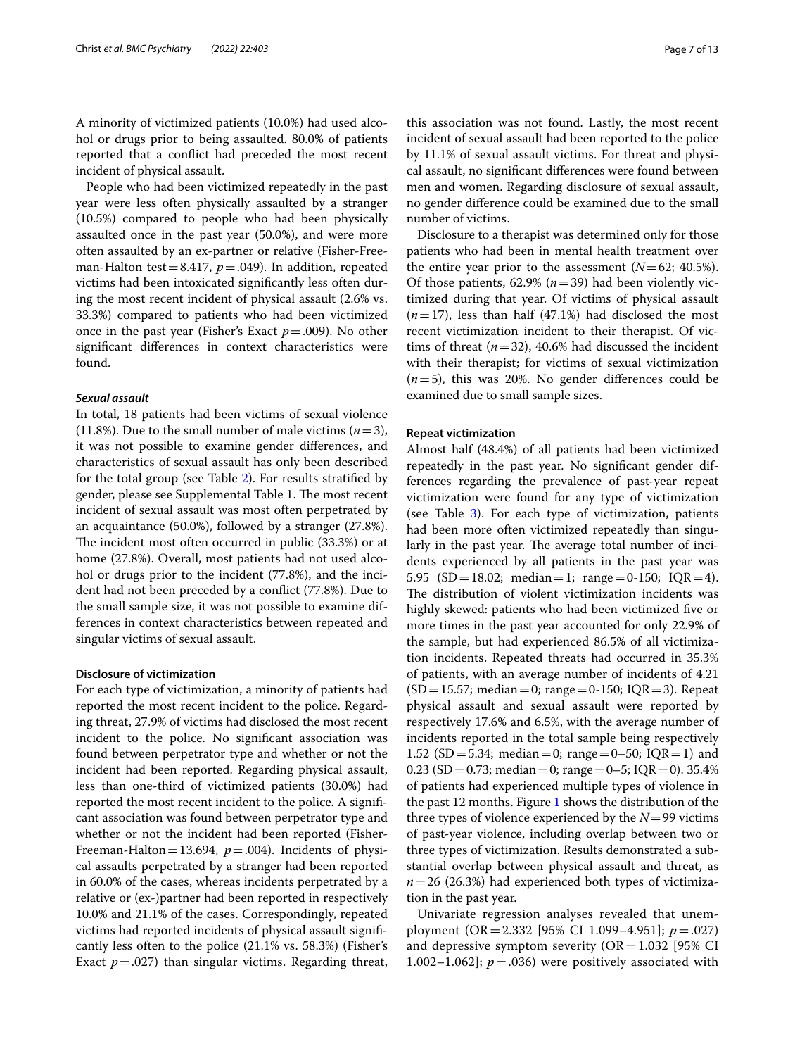A minority of victimized patients (10.0%) had used alcohol or drugs prior to being assaulted. 80.0% of patients reported that a conflict had preceded the most recent incident of physical assault.

People who had been victimized repeatedly in the past year were less often physically assaulted by a stranger (10.5%) compared to people who had been physically assaulted once in the past year (50.0%), and were more often assaulted by an ex-partner or relative (Fisher-Freeman-Halton test = 8.417, $p = .049$). In addition, repeated victims had been intoxicated significantly less often during the most recent incident of physical assault (2.6% vs. 33.3%) compared to patients who had been victimized once in the past year (Fisher's Exact $p = .009$). No other significant differences in context characteristics were found.

#### *Sexual assault*

In total, 18 patients had been victims of sexual violence (11.8%). Due to the small number of male victims ($n = 3$), it was not possible to examine gender differences, and characteristics of sexual assault has only been described for the total group (see Table 2). For results stratified by gender, please see Supplemental Table 1. The most recent incident of sexual assault was most often perpetrated by an acquaintance (50.0%), followed by a stranger (27.8%). The incident most often occurred in public (33.3%) or at home (27.8%). Overall, most patients had not used alcohol or drugs prior to the incident (77.8%), and the incident had not been preceded by a conflict (77.8%). Due to the small sample size, it was not possible to examine differences in context characteristics between repeated and singular victims of sexual assault.

### Disclosure of victimization

For each type of victimization, a minority of patients had reported the most recent incident to the police. Regarding threat, 27.9% of victims had disclosed the most recent incident to the police. No significant association was found between perpetrator type and whether or not the incident had been reported. Regarding physical assault, less than one-third of victimized patients (30.0%) had reported the most recent incident to the police. A significant association was found between perpetrator type and whether or not the incident had been reported (Fisher-Freeman-Halton = 13.694, $p = .004$). Incidents of physical assaults perpetrated by a stranger had been reported in 60.0% of the cases, whereas incidents perpetrated by a relative or (ex-)partner had been reported in respectively 10.0% and 21.1% of the cases. Correspondingly, repeated victims had reported incidents of physical assault significantly less often to the police (21.1% vs. 58.3%) (Fisher's Exact $p = .027$) than singular victims. Regarding threat, this association was not found. Lastly, the most recent incident of sexual assault had been reported to the police by 11.1% of sexual assault victims. For threat and physical assault, no significant differences were found between men and women. Regarding disclosure of sexual assault, no gender difference could be examined due to the small number of victims.

Disclosure to a therapist was determined only for those patients who had been in mental health treatment over the entire year prior to the assessment ($N = 62$; 40.5%). Of those patients, 62.9% ($n = 39$) had been violently victimized during that year. Of victims of physical assault ($n = 17$), less than half (47.1%) had disclosed the most recent victimization incident to their therapist. Of victims of threat ($n = 32$), 40.6% had discussed the incident with their therapist; for victims of sexual victimization ($n = 5$), this was 20%. No gender differences could be examined due to small sample sizes.

### Repeat victimization

Almost half (48.4%) of all patients had been victimized repeatedly in the past year. No significant gender differences regarding the prevalence of past-year repeat victimization were found for any type of victimization (see Table 3). For each type of victimization, patients had been more often victimized repeatedly than singularly in the past year. The average total number of incidents experienced by all patients in the past year was 5.95 (SD = 18.02; median = 1; range = 0-150; IQR = 4). The distribution of violent victimization incidents was highly skewed: patients who had been victimized five or more times in the past year accounted for only 22.9% of the sample, but had experienced 86.5% of all victimization incidents. Repeated threats had occurred in 35.3% of patients, with an average number of incidents of 4.21 (SD = 15.57; median = 0; range = 0-150; IQR = 3). Repeat physical assault and sexual assault were reported by respectively 17.6% and 6.5%, with the average number of incidents reported in the total sample being respectively 1.52 (SD = 5.34; median = 0; range = 0–50; IQR = 1) and 0.23 (SD = 0.73; median = 0; range = 0–5; IQR = 0). 35.4% of patients had experienced multiple types of violence in the past 12 months. Figure 1 shows the distribution of the three types of violence experienced by the $N = 99$ victims of past-year violence, including overlap between two or three types of victimization. Results demonstrated a substantial overlap between physical assault and threat, as $n = 26$ (26.3%) had experienced both types of victimization in the past year.

Univariate regression analyses revealed that unemployment (OR = 2.332 [95% CI 1.099–4.951]; $p = .027$) and depressive symptom severity (OR = 1.032 [95% CI 1.002–1.062]; $p = .036$) were positively associated with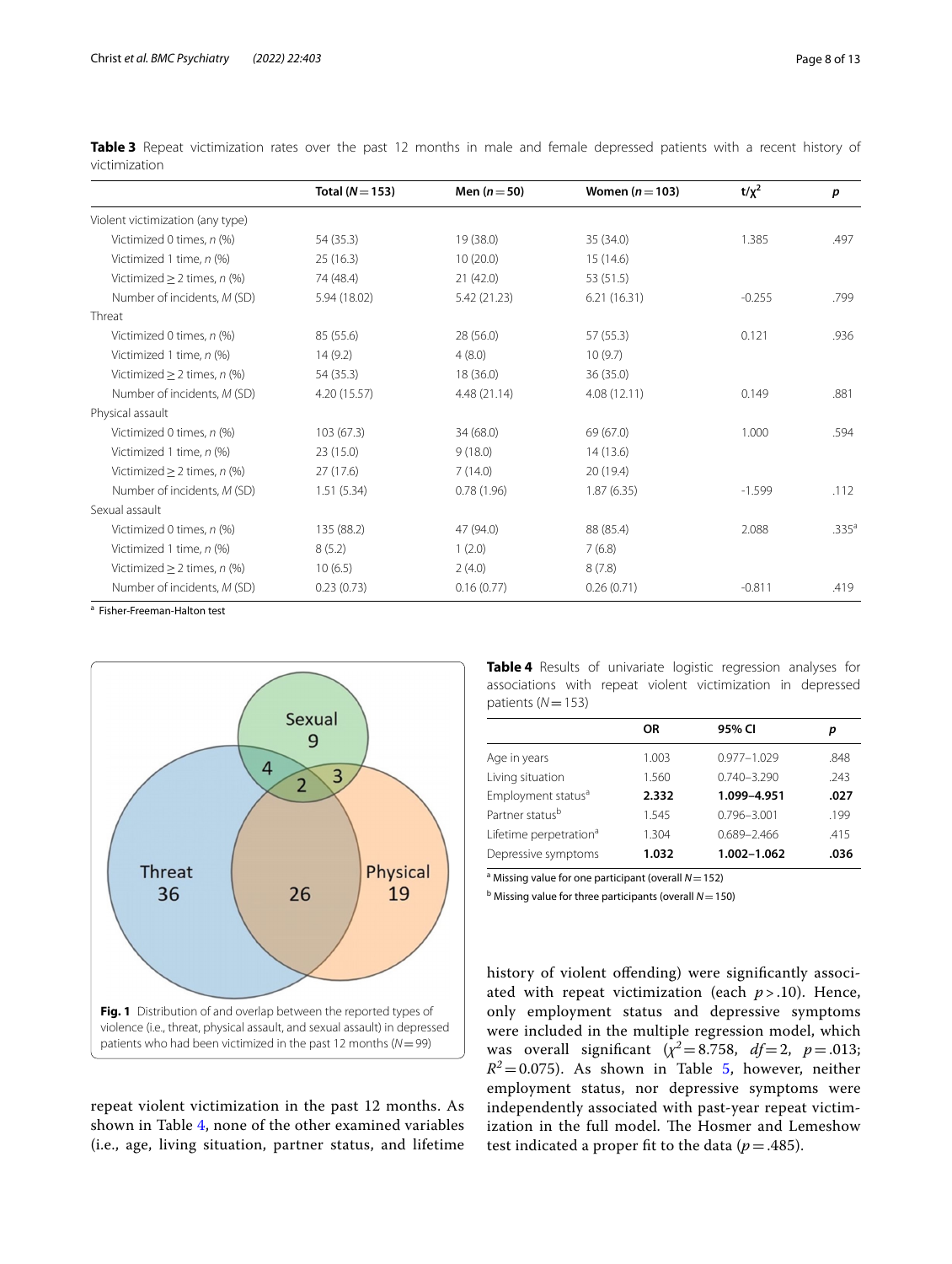**Table 3** Repeat victimization rates over the past 12 months in male and female depressed patients with a recent history of victimization

| | Total (*N* = 153) | Men (*n* = 50) | Women (*n* = 103) | t/$\chi^2$ | *p* |
|---|---|---|---|---|---|
| Violent victimization (any type) | | | | | |
| Victimized 0 times, *n* (%) | 54 (35.3) | 19 (38.0) | 35 (34.0) | 1.385 | .497 |
| Victimized 1 time, *n* (%) | 25 (16.3) | 10 (20.0) | 15 (14.6) | | |
| Victimized ≥ 2 times, *n* (%) | 74 (48.4) | 21 (42.0) | 53 (51.5) | | |
| Number of incidents, *M* (SD) | 5.94 (18.02) | 5.42 (21.23) | 6.21 (16.31) | -0.255 | .799 |
| Threat | | | | | |
| Victimized 0 times, *n* (%) | 85 (55.6) | 28 (56.0) | 57 (55.3) | 0.121 | .936 |
| Victimized 1 time, *n* (%) | 14 (9.2) | 4 (8.0) | 10 (9.7) | | |
| Victimized ≥ 2 times, *n* (%) | 54 (35.3) | 18 (36.0) | 36 (35.0) | | |
| Number of incidents, *M* (SD) | 4.20 (15.57) | 4.48 (21.14) | 4.08 (12.11) | 0.149 | .881 |
| Physical assault | | | | | |
| Victimized 0 times, *n* (%) | 103 (67.3) | 34 (68.0) | 69 (67.0) | 1.000 | .594 |
| Victimized 1 time, *n* (%) | 23 (15.0) | 9 (18.0) | 14 (13.6) | | |
| Victimized ≥ 2 times, *n* (%) | 27 (17.6) | 7 (14.0) | 20 (19.4) | | |
| Number of incidents, *M* (SD) | 1.51 (5.34) | 0.78 (1.96) | 1.87 (6.35) | -1.599 | .112 |
| Sexual assault | | | | | |
| Victimized 0 times, *n* (%) | 135 (88.2) | 47 (94.0) | 88 (85.4) | 2.088 | .335[a] |
| Victimized 1 time, *n* (%) | 8 (5.2) | 1 (2.0) | 7 (6.8) | | |
| Victimized ≥ 2 times, *n* (%) | 10 (6.5) | 2 (4.0) | 8 (7.8) | | |
| Number of incidents, *M* (SD) | 0.23 (0.73) | 0.16 (0.77) | 0.26 (0.71) | -0.811 | .419 |

[a] Fisher-Freeman-Halton test

**Fig. 1** Distribution of and overlap between the reported types of violence (i.e., threat, physical assault, and sexual assault) in depressed patients who had been victimized in the past 12 months (*N* = 99)

repeat violent victimization in the past 12 months. As shown in Table 4, none of the other examined variables (i.e., age, living situation, partner status, and lifetime history of violent offending) were significantly associated with repeat victimization (each $p > .10$). Hence, only employment status and depressive symptoms were included in the multiple regression model, which was overall significant ($\chi^2 = 8.758$, $df = 2$, $p = .013$; $R^2 = 0.075$). As shown in Table 5, however, neither employment status, nor depressive symptoms were independently associated with past-year repeat victimization in the full model. The Hosmer and Lemeshow test indicated a proper fit to the data ($p = .485$).

**Table 4** Results of univariate logistic regression analyses for associations with repeat violent victimization in depressed patients (*N* = 153)

| | OR | 95% CI | *p* |
|---|---|---|---|
| Age in years | 1.003 | 0.977–1.029 | .848 |
| Living situation | 1.560 | 0.740–3.290 | .243 |
| Employment status[a] | **2.332** | **1.099–4.951** | **.027** |
| Partner status[b] | 1.545 | 0.796–3.001 | .199 |
| Lifetime perpetration[a] | 1.304 | 0.689–2.466 | .415 |
| Depressive symptoms | **1.032** | **1.002–1.062** | **.036** |

[a] Missing value for one participant (overall *N* = 152)

[b] Missing value for three participants (overall *N* = 150)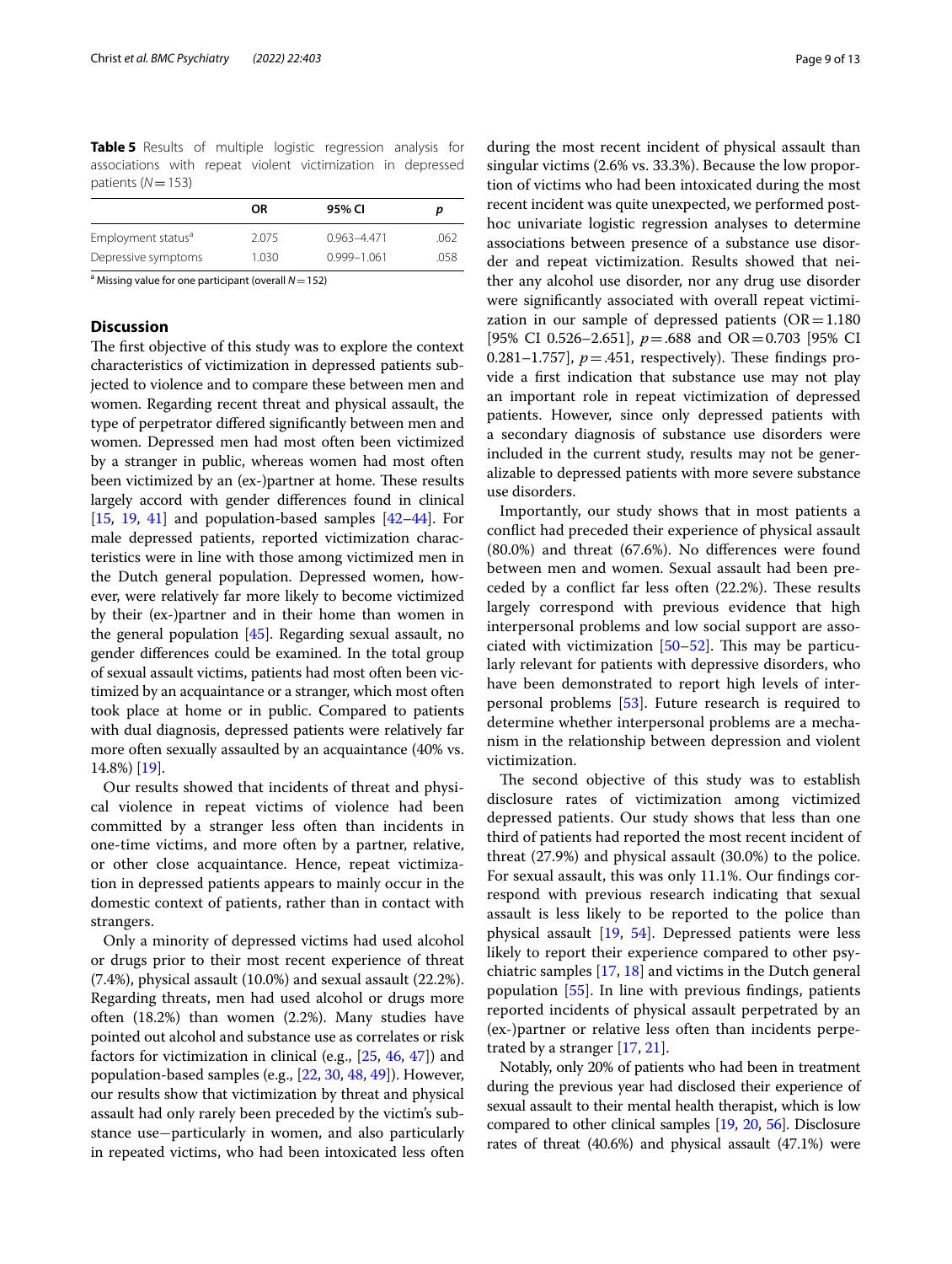**Table 5** Results of multiple logistic regression analysis for associations with repeat violent victimization in depressed patients ($N = 153$)

| | OR | 95% CI | *p* |
|---|---|---|---|
| Employment status[a] | 2.075 | 0.963–4.471 | .062 |
| Depressive symptoms | 1.030 | 0.999–1.061 | .058 |

[a] Missing value for one participant (overall $N = 152$)

## Discussion

The first objective of this study was to explore the context characteristics of victimization in depressed patients subjected to violence and to compare these between men and women. Regarding recent threat and physical assault, the type of perpetrator differed significantly between men and women. Depressed men had most often been victimized by a stranger in public, whereas women had most often been victimized by an (ex-)partner at home. These results largely accord with gender differences found in clinical [15, 19, 41] and population-based samples [42–44]. For male depressed patients, reported victimization characteristics were in line with those among victimized men in the Dutch general population. Depressed women, however, were relatively far more likely to become victimized by their (ex-)partner and in their home than women in the general population [45]. Regarding sexual assault, no gender differences could be examined. In the total group of sexual assault victims, patients had most often been victimized by an acquaintance or a stranger, which most often took place at home or in public. Compared to patients with dual diagnosis, depressed patients were relatively far more often sexually assaulted by an acquaintance (40% vs. 14.8%) [19].

Our results showed that incidents of threat and physical violence in repeat victims of violence had been committed by a stranger less often than incidents in one-time victims, and more often by a partner, relative, or other close acquaintance. Hence, repeat victimization in depressed patients appears to mainly occur in the domestic context of patients, rather than in contact with strangers.

Only a minority of depressed victims had used alcohol or drugs prior to their most recent experience of threat (7.4%), physical assault (10.0%) and sexual assault (22.2%). Regarding threats, men had used alcohol or drugs more often (18.2%) than women (2.2%). Many studies have pointed out alcohol and substance use as correlates or risk factors for victimization in clinical (e.g., [25, 46, 47]) and population-based samples (e.g., [22, 30, 48, 49]). However, our results show that victimization by threat and physical assault had only rarely been preceded by the victim's substance use−particularly in women, and also particularly in repeated victims, who had been intoxicated less often during the most recent incident of physical assault than singular victims (2.6% vs. 33.3%). Because the low proportion of victims who had been intoxicated during the most recent incident was quite unexpected, we performed post-hoc univariate logistic regression analyses to determine associations between presence of a substance use disorder and repeat victimization. Results showed that neither any alcohol use disorder, nor any drug use disorder were significantly associated with overall repeat victimization in our sample of depressed patients (OR = 1.180 [95% CI 0.526–2.651], $p = .688$ and OR = 0.703 [95% CI 0.281–1.757], $p = .451$, respectively). These findings provide a first indication that substance use may not play an important role in repeat victimization of depressed patients. However, since only depressed patients with a secondary diagnosis of substance use disorders were included in the current study, results may not be generalizable to depressed patients with more severe substance use disorders.

Importantly, our study shows that in most patients a conflict had preceded their experience of physical assault (80.0%) and threat (67.6%). No differences were found between men and women. Sexual assault had been preceded by a conflict far less often (22.2%). These results largely correspond with previous evidence that high interpersonal problems and low social support are associated with victimization [50–52]. This may be particularly relevant for patients with depressive disorders, who have been demonstrated to report high levels of interpersonal problems [53]. Future research is required to determine whether interpersonal problems are a mechanism in the relationship between depression and violent victimization.

The second objective of this study was to establish disclosure rates of victimization among victimized depressed patients. Our study shows that less than one third of patients had reported the most recent incident of threat (27.9%) and physical assault (30.0%) to the police. For sexual assault, this was only 11.1%. Our findings correspond with previous research indicating that sexual assault is less likely to be reported to the police than physical assault [19, 54]. Depressed patients were less likely to report their experience compared to other psychiatric samples [17, 18] and victims in the Dutch general population [55]. In line with previous findings, patients reported incidents of physical assault perpetrated by an (ex-)partner or relative less often than incidents perpetrated by a stranger [17, 21].

Notably, only 20% of patients who had been in treatment during the previous year had disclosed their experience of sexual assault to their mental health therapist, which is low compared to other clinical samples [19, 20, 56]. Disclosure rates of threat (40.6%) and physical assault (47.1%) were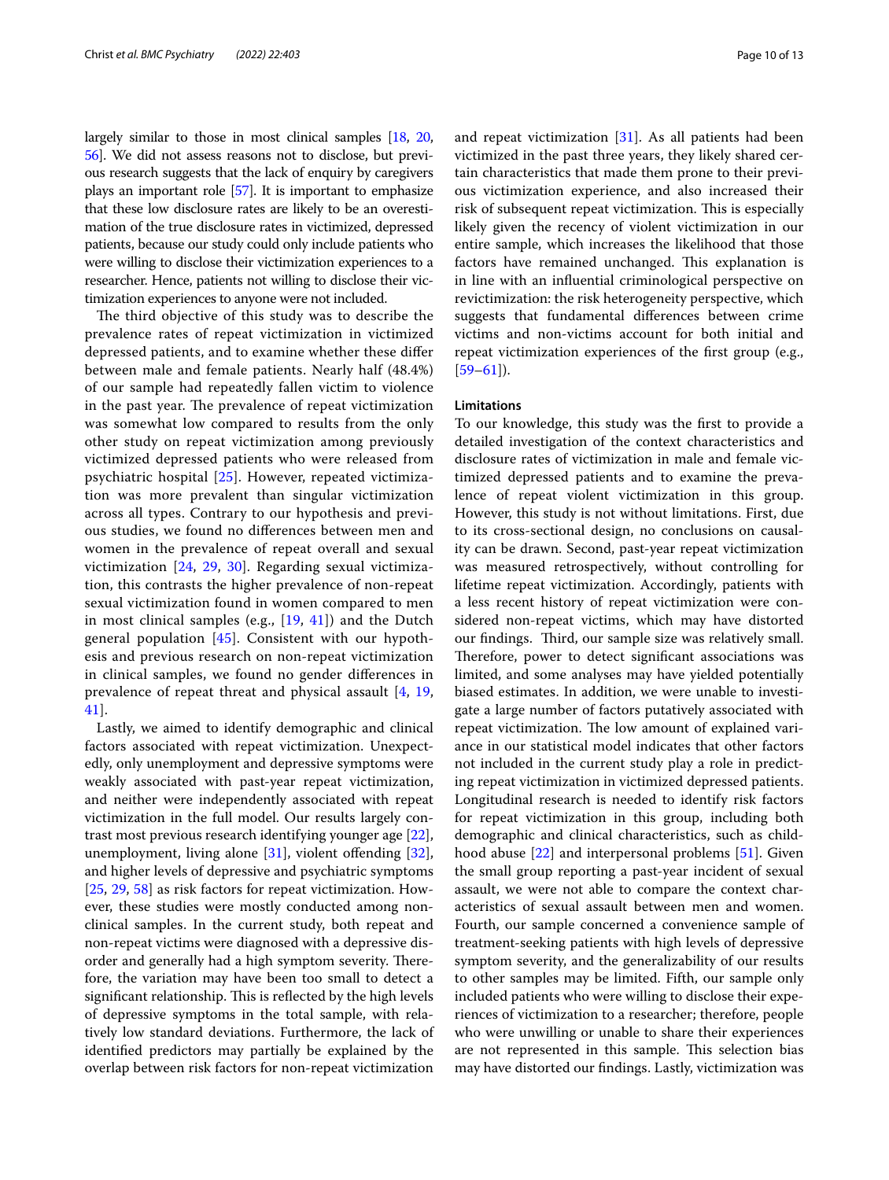largely similar to those in most clinical samples [18, 20, 56]. We did not assess reasons not to disclose, but previous research suggests that the lack of enquiry by caregivers plays an important role [57]. It is important to emphasize that these low disclosure rates are likely to be an overestimation of the true disclosure rates in victimized, depressed patients, because our study could only include patients who were willing to disclose their victimization experiences to a researcher. Hence, patients not willing to disclose their victimization experiences to anyone were not included.

The third objective of this study was to describe the prevalence rates of repeat victimization in victimized depressed patients, and to examine whether these differ between male and female patients. Nearly half (48.4%) of our sample had repeatedly fallen victim to violence in the past year. The prevalence of repeat victimization was somewhat low compared to results from the only other study on repeat victimization among previously victimized depressed patients who were released from psychiatric hospital [25]. However, repeated victimization was more prevalent than singular victimization across all types. Contrary to our hypothesis and previous studies, we found no differences between men and women in the prevalence of repeat overall and sexual victimization [24, 29, 30]. Regarding sexual victimization, this contrasts the higher prevalence of non-repeat sexual victimization found in women compared to men in most clinical samples (e.g., [19, 41]) and the Dutch general population [45]. Consistent with our hypothesis and previous research on non-repeat victimization in clinical samples, we found no gender differences in prevalence of repeat threat and physical assault [4, 19, 41].

Lastly, we aimed to identify demographic and clinical factors associated with repeat victimization. Unexpectedly, only unemployment and depressive symptoms were weakly associated with past-year repeat victimization, and neither were independently associated with repeat victimization in the full model. Our results largely contrast most previous research identifying younger age [22], unemployment, living alone [31], violent offending [32], and higher levels of depressive and psychiatric symptoms [25, 29, 58] as risk factors for repeat victimization. However, these studies were mostly conducted among nonclinical samples. In the current study, both repeat and non-repeat victims were diagnosed with a depressive disorder and generally had a high symptom severity. Therefore, the variation may have been too small to detect a significant relationship. This is reflected by the high levels of depressive symptoms in the total sample, with relatively low standard deviations. Furthermore, the lack of identified predictors may partially be explained by the overlap between risk factors for non-repeat victimization and repeat victimization [31]. As all patients had been victimized in the past three years, they likely shared certain characteristics that made them prone to their previous victimization experience, and also increased their risk of subsequent repeat victimization. This is especially likely given the recency of violent victimization in our entire sample, which increases the likelihood that those factors have remained unchanged. This explanation is in line with an influential criminological perspective on revictimization: the risk heterogeneity perspective, which suggests that fundamental differences between crime victims and non-victims account for both initial and repeat victimization experiences of the first group (e.g., [59–61]).

### Limitations

To our knowledge, this study was the first to provide a detailed investigation of the context characteristics and disclosure rates of victimization in male and female victimized depressed patients and to examine the prevalence of repeat violent victimization in this group. However, this study is not without limitations. First, due to its cross-sectional design, no conclusions on causality can be drawn. Second, past-year repeat victimization was measured retrospectively, without controlling for lifetime repeat victimization. Accordingly, patients with a less recent history of repeat victimization were considered non-repeat victims, which may have distorted our findings. Third, our sample size was relatively small. Therefore, power to detect significant associations was limited, and some analyses may have yielded potentially biased estimates. In addition, we were unable to investigate a large number of factors putatively associated with repeat victimization. The low amount of explained variance in our statistical model indicates that other factors not included in the current study play a role in predicting repeat victimization in victimized depressed patients. Longitudinal research is needed to identify risk factors for repeat victimization in this group, including both demographic and clinical characteristics, such as childhood abuse [22] and interpersonal problems [51]. Given the small group reporting a past-year incident of sexual assault, we were not able to compare the context characteristics of sexual assault between men and women. Fourth, our sample concerned a convenience sample of treatment-seeking patients with high levels of depressive symptom severity, and the generalizability of our results to other samples may be limited. Fifth, our sample only included patients who were willing to disclose their experiences of victimization to a researcher; therefore, people who were unwilling or unable to share their experiences are not represented in this sample. This selection bias may have distorted our findings. Lastly, victimization was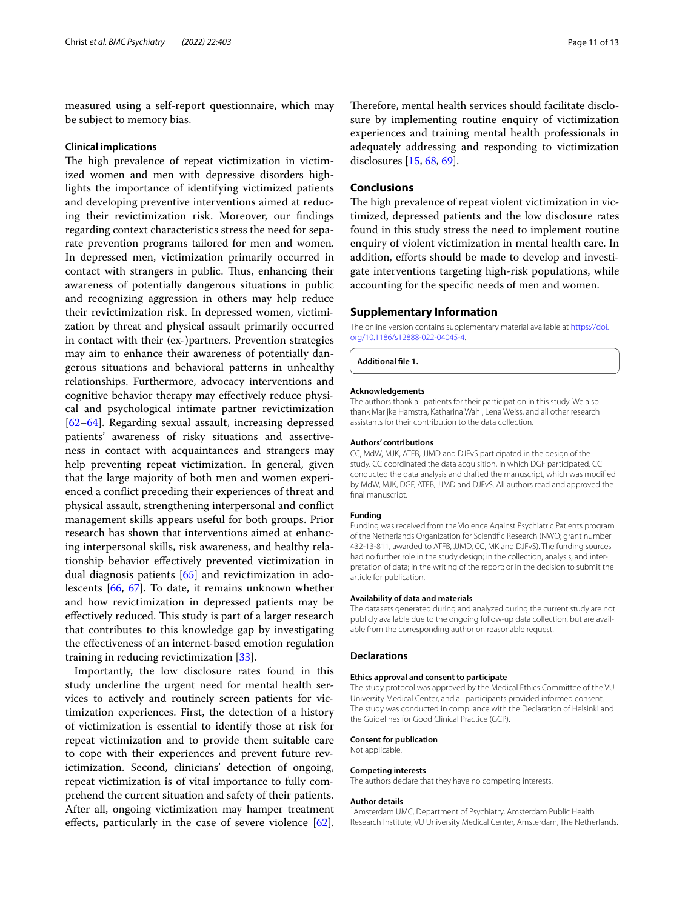measured using a self-report questionnaire, which may be subject to memory bias.

### Clinical implications

The high prevalence of repeat victimization in victimized women and men with depressive disorders highlights the importance of identifying victimized patients and developing preventive interventions aimed at reducing their revictimization risk. Moreover, our findings regarding context characteristics stress the need for separate prevention programs tailored for men and women. In depressed men, victimization primarily occurred in contact with strangers in public. Thus, enhancing their awareness of potentially dangerous situations in public and recognizing aggression in others may help reduce their revictimization risk. In depressed women, victimization by threat and physical assault primarily occurred in contact with their (ex-)partners. Prevention strategies may aim to enhance their awareness of potentially dangerous situations and behavioral patterns in unhealthy relationships. Furthermore, advocacy interventions and cognitive behavior therapy may effectively reduce physical and psychological intimate partner revictimization [62–64]. Regarding sexual assault, increasing depressed patients' awareness of risky situations and assertiveness in contact with acquaintances and strangers may help preventing repeat victimization. In general, given that the large majority of both men and women experienced a conflict preceding their experiences of threat and physical assault, strengthening interpersonal and conflict management skills appears useful for both groups. Prior research has shown that interventions aimed at enhancing interpersonal skills, risk awareness, and healthy relationship behavior effectively prevented victimization in dual diagnosis patients [65] and revictimization in adolescents [66, 67]. To date, it remains unknown whether and how revictimization in depressed patients may be effectively reduced. This study is part of a larger research that contributes to this knowledge gap by investigating the effectiveness of an internet-based emotion regulation training in reducing revictimization [33].

Importantly, the low disclosure rates found in this study underline the urgent need for mental health services to actively and routinely screen patients for victimization experiences. First, the detection of a history of victimization is essential to identify those at risk for repeat victimization and to provide them suitable care to cope with their experiences and prevent future revictimization. Second, clinicians' detection of ongoing, repeat victimization is of vital importance to fully comprehend the current situation and safety of their patients. After all, ongoing victimization may hamper treatment effects, particularly in the case of severe violence [62]. Therefore, mental health services should facilitate disclosure by implementing routine enquiry of victimization experiences and training mental health professionals in adequately addressing and responding to victimization disclosures [15, 68, 69].

## Conclusions

The high prevalence of repeat violent victimization in victimized, depressed patients and the low disclosure rates found in this study stress the need to implement routine enquiry of violent victimization in mental health care. In addition, efforts should be made to develop and investigate interventions targeting high-risk populations, while accounting for the specific needs of men and women.

## Supplementary Information

The online version contains supplementary material available at https://doi.org/10.1186/s12888-022-04045-4.

**Additional file 1.**

### Acknowledgements

The authors thank all patients for their participation in this study. We also thank Marijke Hamstra, Katharina Wahl, Lena Weiss, and all other research assistants for their contribution to the data collection.

### Authors' contributions

CC, MdW, MJK, ATFB, JJMD and DJFvS participated in the design of the study. CC coordinated the data acquisition, in which DGF participated. CC conducted the data analysis and drafted the manuscript, which was modified by MdW, MJK, DGF, ATFB, JJMD and DJFvS. All authors read and approved the final manuscript.

### Funding

Funding was received from the Violence Against Psychiatric Patients program of the Netherlands Organization for Scientific Research (NWO; grant number 432-13-811, awarded to ATFB, JJMD, CC, MK and DJFvS). The funding sources had no further role in the study design; in the collection, analysis, and interpretation of data; in the writing of the report; or in the decision to submit the article for publication.

### Availability of data and materials

The datasets generated during and analyzed during the current study are not publicly available due to the ongoing follow-up data collection, but are available from the corresponding author on reasonable request.

## Declarations

### Ethics approval and consent to participate

The study protocol was approved by the Medical Ethics Committee of the VU University Medical Center, and all participants provided informed consent. The study was conducted in compliance with the Declaration of Helsinki and the Guidelines for Good Clinical Practice (GCP).

### Consent for publication

Not applicable.

### Competing interests

The authors declare that they have no competing interests.

### Author details

[1] Amsterdam UMC, Department of Psychiatry, Amsterdam Public Health Research Institute, VU University Medical Center, Amsterdam, The Netherlands.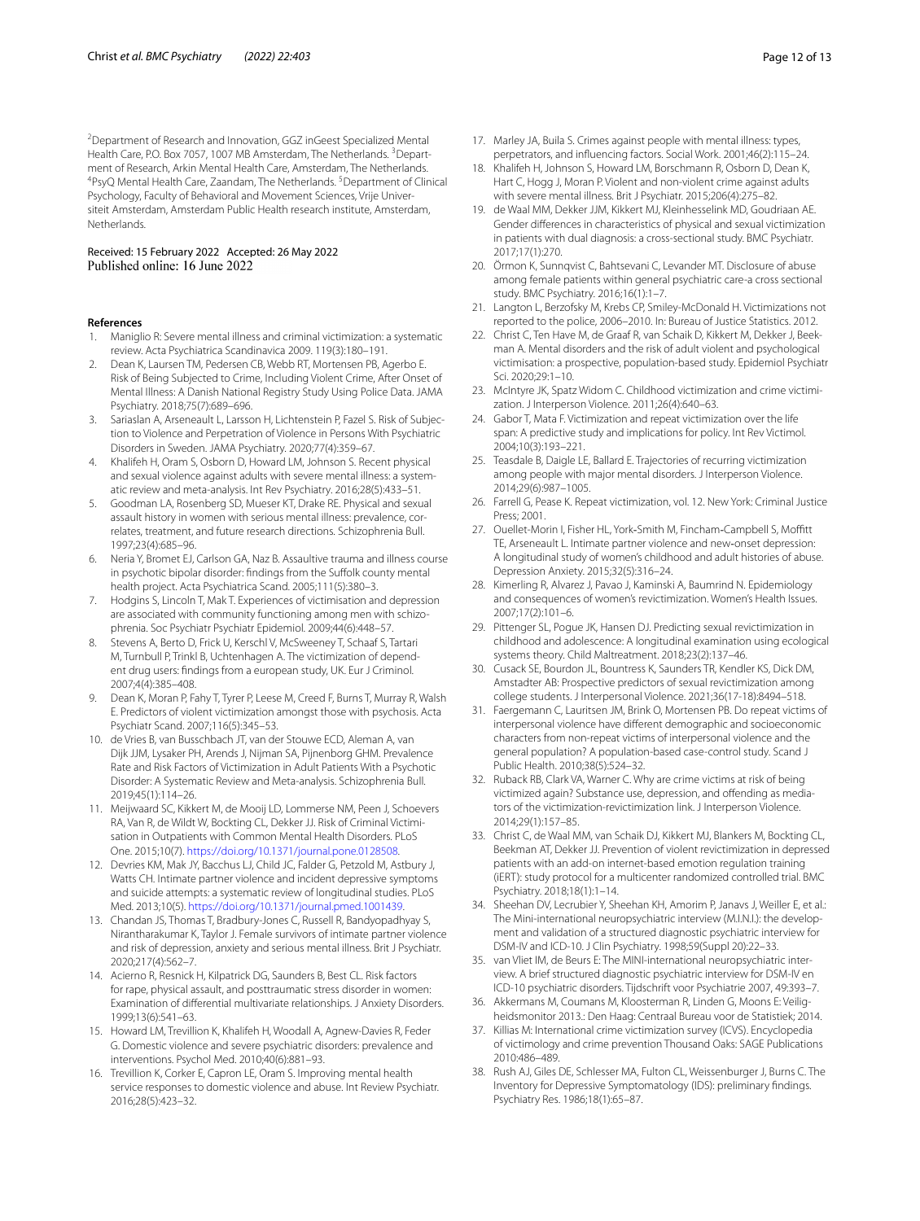[2]Department of Research and Innovation, GGZ inGeest Specialized Mental Health Care, P.O. Box 7057, 1007 MB Amsterdam, The Netherlands. [3]Department of Research, Arkin Mental Health Care, Amsterdam, The Netherlands. [4]PsyQ Mental Health Care, Zaandam, The Netherlands. [5]Department of Clinical Psychology, Faculty of Behavioral and Movement Sciences, Vrije Universiteit Amsterdam, Amsterdam Public Health research institute, Amsterdam, Netherlands.

Received: 15 February 2022 Accepted: 26 May 2022
Published online: 16 June 2022

## References

1. Maniglio R: Severe mental illness and criminal victimization: a systematic review. Acta Psychiatrica Scandinavica 2009. 119(3):180–191.
2. Dean K, Laursen TM, Pedersen CB, Webb RT, Mortensen PB, Agerbo E. Risk of Being Subjected to Crime, Including Violent Crime, After Onset of Mental Illness: A Danish National Registry Study Using Police Data. JAMA Psychiatry. 2018;75(7):689–696.
3. Sariaslan A, Arseneault L, Larsson H, Lichtenstein P, Fazel S. Risk of Subjection to Violence and Perpetration of Violence in Persons With Psychiatric Disorders in Sweden. JAMA Psychiatry. 2020;77(4):359–67.
4. Khalifeh H, Oram S, Osborn D, Howard LM, Johnson S. Recent physical and sexual violence against adults with severe mental illness: a systematic review and meta-analysis. Int Rev Psychiatry. 2016;28(5):433–51.
5. Goodman LA, Rosenberg SD, Mueser KT, Drake RE. Physical and sexual assault history in women with serious mental illness: prevalence, correlates, treatment, and future research directions. Schizophrenia Bull. 1997;23(4):685–96.
6. Neria Y, Bromet EJ, Carlson GA, Naz B. Assaultive trauma and illness course in psychotic bipolar disorder: findings from the Suffolk county mental health project. Acta Psychiatrica Scand. 2005;111(5):380–3.
7. Hodgins S, Lincoln T, Mak T. Experiences of victimisation and depression are associated with community functioning among men with schizophrenia. Soc Psychiatr Psychiatr Epidemiol. 2009;44(6):448–57.
8. Stevens A, Berto D, Frick U, Kerschl V, McSweeney T, Schaaf S, Tartari M, Turnbull P, Trinkl B, Uchtenhagen A. The victimization of dependent drug users: findings from a european study, UK. Eur J Criminol. 2007;4(4):385–408.
9. Dean K, Moran P, Fahy T, Tyrer P, Leese M, Creed F, Burns T, Murray R, Walsh E. Predictors of violent victimization amongst those with psychosis. Acta Psychiatr Scand. 2007;116(5):345–53.
10. de Vries B, van Busschbach JT, van der Stouwe ECD, Aleman A, van Dijk JJM, Lysaker PH, Arends J, Nijman SA, Pijnenborg GHM. Prevalence Rate and Risk Factors of Victimization in Adult Patients With a Psychotic Disorder: A Systematic Review and Meta-analysis. Schizophrenia Bull. 2019;45(1):114–26.
11. Meijwaard SC, Kikkert M, de Mooij LD, Lommerse NM, Peen J, Schoevers RA, Van R, de Wildt W, Bockting CL, Dekker JJ. Risk of Criminal Victimisation in Outpatients with Common Mental Health Disorders. PLoS One. 2015;10(7). https://doi.org/10.1371/journal.pone.0128508.
12. Devries KM, Mak JY, Bacchus LJ, Child JC, Falder G, Petzold M, Astbury J, Watts CH. Intimate partner violence and incident depressive symptoms and suicide attempts: a systematic review of longitudinal studies. PLoS Med. 2013;10(5). https://doi.org/10.1371/journal.pmed.1001439.
13. Chandan JS, Thomas T, Bradbury-Jones C, Russell R, Bandyopadhyay S, Nirantharakumar K, Taylor J. Female survivors of intimate partner violence and risk of depression, anxiety and serious mental illness. Brit J Psychiatr. 2020;217(4):562–7.
14. Acierno R, Resnick H, Kilpatrick DG, Saunders B, Best CL. Risk factors for rape, physical assault, and posttraumatic stress disorder in women: Examination of differential multivariate relationships. J Anxiety Disorders. 1999;13(6):541–63.
15. Howard LM, Trevillion K, Khalifeh H, Woodall A, Agnew-Davies R, Feder G. Domestic violence and severe psychiatric disorders: prevalence and interventions. Psychol Med. 2010;40(6):881–93.
16. Trevillion K, Corker E, Capron LE, Oram S. Improving mental health service responses to domestic violence and abuse. Int Review Psychiatr. 2016;28(5):423–32.
17. Marley JA, Buila S. Crimes against people with mental illness: types, perpetrators, and influencing factors. Social Work. 2001;46(2):115–24.
18. Khalifeh H, Johnson S, Howard LM, Borschmann R, Osborn D, Dean K, Hart C, Hogg J, Moran P. Violent and non-violent crime against adults with severe mental illness. Brit J Psychiatr. 2015;206(4):275–82.
19. de Waal MM, Dekker JJM, Kikkert MJ, Kleinhesselink MD, Goudriaan AE. Gender differences in characteristics of physical and sexual victimization in patients with dual diagnosis: a cross-sectional study. BMC Psychiatr. 2017;17(1):270.
20. Örmon K, Sunnqvist C, Bahtsevani C, Levander MT. Disclosure of abuse among female patients within general psychiatric care-a cross sectional study. BMC Psychiatry. 2016;16(1):1–7.
21. Langton L, Berzofsky M, Krebs CP, Smiley-McDonald H. Victimizations not reported to the police, 2006–2010. In: Bureau of Justice Statistics. 2012.
22. Christ C, Ten Have M, de Graaf R, van Schaik D, Kikkert M, Dekker J, Beekman A. Mental disorders and the risk of adult violent and psychological victimisation: a prospective, population-based study. Epidemiol Psychiatr Sci. 2020;29:1–10.
23. McIntyre JK, Spatz Widom C. Childhood victimization and crime victimization. J Interperson Violence. 2011;26(4):640–63.
24. Gabor T, Mata F. Victimization and repeat victimization over the life span: A predictive study and implications for policy. Int Rev Victimol. 2004;10(3):193–221.
25. Teasdale B, Daigle LE, Ballard E. Trajectories of recurring victimization among people with major mental disorders. J Interperson Violence. 2014;29(6):987–1005.
26. Farrell G, Pease K. Repeat victimization, vol. 12. New York: Criminal Justice Press; 2001.
27. Ouellet-Morin I, Fisher HL, York-Smith M, Fincham-Campbell S, Moffitt TE, Arseneault L. Intimate partner violence and new-onset depression: A longitudinal study of women's childhood and adult histories of abuse. Depression Anxiety. 2015;32(5):316–24.
28. Kimerling R, Alvarez J, Pavao J, Kaminski A, Baumrind N. Epidemiology and consequences of women's revictimization. Women's Health Issues. 2007;17(2):101–6.
29. Pittenger SL, Pogue JK, Hansen DJ. Predicting sexual revictimization in childhood and adolescence: A longitudinal examination using ecological systems theory. Child Maltreatment. 2018;23(2):137–46.
30. Cusack SE, Bourdon JL, Bountress K, Saunders TR, Kendler KS, Dick DM, Amstadter AB: Prospective predictors of sexual revictimization among college students. J Interpersonal Violence. 2021;36(17-18):8494–518.
31. Faergemann C, Lauritsen JM, Brink O, Mortensen PB. Do repeat victims of interpersonal violence have different demographic and socioeconomic characters from non-repeat victims of interpersonal violence and the general population? A population-based case-control study. Scand J Public Health. 2010;38(5):524–32.
32. Ruback RB, Clark VA, Warner C. Why are crime victims at risk of being victimized again? Substance use, depression, and offending as mediators of the victimization-revictimization link. J Interperson Violence. 2014;29(1):157–85.
33. Christ C, de Waal MM, van Schaik DJ, Kikkert MJ, Blankers M, Bockting CL, Beekman AT, Dekker JJ. Prevention of violent revictimization in depressed patients with an add-on internet-based emotion regulation training (iERT): study protocol for a multicenter randomized controlled trial. BMC Psychiatry. 2018;18(1):1–14.
34. Sheehan DV, Lecrubier Y, Sheehan KH, Amorim P, Janavs J, Weiller E, et al.: The Mini-international neuropsychiatric interview (M.I.N.I.): the development and validation of a structured diagnostic psychiatric interview for DSM-IV and ICD-10. J Clin Psychiatry. 1998;59(Suppl 20):22–33.
35. van Vliet IM, de Beurs E: The MINI-international neuropsychiatric interview. A brief structured diagnostic psychiatric interview for DSM-IV en ICD-10 psychiatric disorders. Tijdschrift voor Psychiatrie 2007, 49:393–7.
36. Akkermans M, Coumans M, Kloosterman R, Linden G, Moons E: Veiligheidsmonitor 2013.: Den Haag: Centraal Bureau voor de Statistiek; 2014.
37. Killias M: International crime victimization survey (ICVS). Encyclopedia of victimology and crime prevention Thousand Oaks: SAGE Publications 2010:486–489.
38. Rush AJ, Giles DE, Schlesser MA, Fulton CL, Weissenburger J, Burns C. The Inventory for Depressive Symptomatology (IDS): preliminary findings. Psychiatry Res. 1986;18(1):65–87.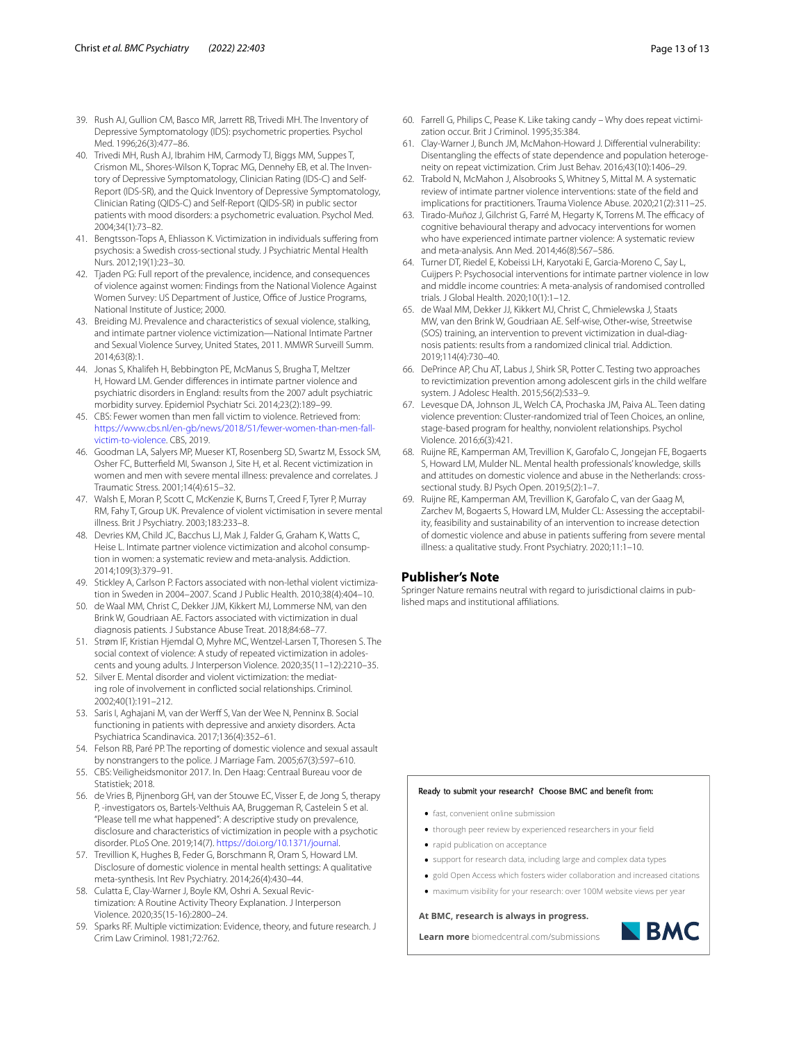39. Rush AJ, Gullion CM, Basco MR, Jarrett RB, Trivedi MH. The Inventory of Depressive Symptomatology (IDS): psychometric properties. Psychol Med. 1996;26(3):477–86.
40. Trivedi MH, Rush AJ, Ibrahim HM, Carmody TJ, Biggs MM, Suppes T, Crismon ML, Shores-Wilson K, Toprac MG, Dennehy EB, et al. The Inventory of Depressive Symptomatology, Clinician Rating (IDS-C) and Self-Report (IDS-SR), and the Quick Inventory of Depressive Symptomatology, Clinician Rating (QIDS-C) and Self-Report (QIDS-SR) in public sector patients with mood disorders: a psychometric evaluation. Psychol Med. 2004;34(1):73–82.
41. Bengtsson-Tops A, Ehliasson K. Victimization in individuals suffering from psychosis: a Swedish cross-sectional study. J Psychiatric Mental Health Nurs. 2012;19(1):23–30.
42. Tjaden PG: Full report of the prevalence, incidence, and consequences of violence against women: Findings from the National Violence Against Women Survey: US Department of Justice, Office of Justice Programs, National Institute of Justice; 2000.
43. Breiding MJ. Prevalence and characteristics of sexual violence, stalking, and intimate partner violence victimization—National Intimate Partner and Sexual Violence Survey, United States, 2011. MMWR Surveill Summ. 2014;63(8):1.
44. Jonas S, Khalifeh H, Bebbington PE, McManus S, Brugha T, Meltzer H, Howard LM. Gender differences in intimate partner violence and psychiatric disorders in England: results from the 2007 adult psychiatric morbidity survey. Epidemiol Psychiatr Sci. 2014;23(2):189–99.
45. CBS: Fewer women than men fall victim to violence. Retrieved from: https://www.cbs.nl/en-gb/news/2018/51/fewer-women-than-men-fall-victim-to-violence. CBS, 2019.
46. Goodman LA, Salyers MP, Mueser KT, Rosenberg SD, Swartz M, Essock SM, Osher FC, Butterfield MI, Swanson J, Site H, et al. Recent victimization in women and men with severe mental illness: prevalence and correlates. J Traumatic Stress. 2001;14(4):615–32.
47. Walsh E, Moran P, Scott C, McKenzie K, Burns T, Creed F, Tyrer P, Murray RM, Fahy T, Group UK. Prevalence of violent victimisation in severe mental illness. Brit J Psychiatry. 2003;183:233–8.
48. Devries KM, Child JC, Bacchus LJ, Mak J, Falder G, Graham K, Watts C, Heise L. Intimate partner violence victimization and alcohol consumption in women: a systematic review and meta-analysis. Addiction. 2014;109(3):379–91.
49. Stickley A, Carlson P. Factors associated with non-lethal violent victimization in Sweden in 2004–2007. Scand J Public Health. 2010;38(4):404–10.
50. de Waal MM, Christ C, Dekker JJM, Kikkert MJ, Lommerse NM, van den Brink W, Goudriaan AE. Factors associated with victimization in dual diagnosis patients. J Substance Abuse Treat. 2018;84:68–77.
51. Strøm IF, Kristian Hjemdal O, Myhre MC, Wentzel-Larsen T, Thoresen S. The social context of violence: A study of repeated victimization in adolescents and young adults. J Interperson Violence. 2020;35(11–12):2210–35.
52. Silver E. Mental disorder and violent victimization: the mediating role of involvement in conflicted social relationships. Criminol. 2002;40(1):191–212.
53. Saris I, Aghajani M, van der Werff S, Van der Wee N, Penninx B. Social functioning in patients with depressive and anxiety disorders. Acta Psychiatrica Scandinavica. 2017;136(4):352–61.
54. Felson RB, Paré PP. The reporting of domestic violence and sexual assault by nonstrangers to the police. J Marriage Fam. 2005;67(3):597–610.
55. CBS: Veiligheidsmonitor 2017. In. Den Haag: Centraal Bureau voor de Statistiek; 2018.
56. de Vries B, Pijnenborg GH, van der Stouwe EC, Visser E, de Jong S, therapy P, -investigators os, Bartels-Velthuis AA, Bruggeman R, Castelein S et al. "Please tell me what happened": A descriptive study on prevalence, disclosure and characteristics of victimization in people with a psychotic disorder. PLoS One. 2019;14(7). https://doi.org/10.1371/journal.
57. Trevillion K, Hughes B, Feder G, Borschmann R, Oram S, Howard LM. Disclosure of domestic violence in mental health settings: A qualitative meta-synthesis. Int Rev Psychiatry. 2014;26(4):430–44.
58. Culatta E, Clay-Warner J, Boyle KM, Oshri A. Sexual Revictimization: A Routine Activity Theory Explanation. J Interperson Violence. 2020;35(15-16):2800–24.
59. Sparks RF. Multiple victimization: Evidence, theory, and future research. J Crim Law Criminol. 1981;72:762.
60. Farrell G, Philips C, Pease K. Like taking candy – Why does repeat victimization occur. Brit J Criminol. 1995;35:384.
61. Clay-Warner J, Bunch JM, McMahon-Howard J. Differential vulnerability: Disentangling the effects of state dependence and population heterogeneity on repeat victimization. Crim Just Behav. 2016;43(10):1406–29.
62. Trabold N, McMahon J, Alsobrooks S, Whitney S, Mittal M. A systematic review of intimate partner violence interventions: state of the field and implications for practitioners. Trauma Violence Abuse. 2020;21(2):311–25.
63. Tirado-Muñoz J, Gilchrist G, Farré M, Hegarty K, Torrens M. The efficacy of cognitive behavioural therapy and advocacy interventions for women who have experienced intimate partner violence: A systematic review and meta-analysis. Ann Med. 2014;46(8):567–586.
64. Turner DT, Riedel E, Kobeissi LH, Karyotaki E, Garcia-Moreno C, Say L, Cuijpers P: Psychosocial interventions for intimate partner violence in low and middle income countries: A meta-analysis of randomised controlled trials. J Global Health. 2020;10(1):1–12.
65. de Waal MM, Dekker JJ, Kikkert MJ, Christ C, Chmielewska J, Staats MW, van den Brink W, Goudriaan AE. Self-wise, Other-wise, Streetwise (SOS) training, an intervention to prevent victimization in dual-diagnosis patients: results from a randomized clinical trial. Addiction. 2019;114(4):730–40.
66. DePrince AP, Chu AT, Labus J, Shirk SR, Potter C. Testing two approaches to revictimization prevention among adolescent girls in the child welfare system. J Adolesc Health. 2015;56(2):S33–9.
67. Levesque DA, Johnson JL, Welch CA, Prochaska JM, Paiva AL. Teen dating violence prevention: Cluster-randomized trial of Teen Choices, an online, stage-based program for healthy, nonviolent relationships. Psychol Violence. 2016;6(3):421.
68. Ruijne RE, Kamperman AM, Trevillion K, Garofalo C, Jongejan FE, Bogaerts S, Howard LM, Mulder NL. Mental health professionals' knowledge, skills and attitudes on domestic violence and abuse in the Netherlands: cross-sectional study. BJ Psych Open. 2019;5(2):1–7.
69. Ruijne RE, Kamperman AM, Trevillion K, Garofalo C, van der Gaag M, Zarchev M, Bogaerts S, Howard LM, Mulder CL: Assessing the acceptability, feasibility and sustainability of an intervention to increase detection of domestic violence and abuse in patients suffering from severe mental illness: a qualitative study. Front Psychiatry. 2020;11:1–10.

## Publisher's Note

Springer Nature remains neutral with regard to jurisdictional claims in published maps and institutional affiliations.

Ready to submit your research? Choose BMC and benefit from:

- fast, convenient online submission
- thorough peer review by experienced researchers in your field
- rapid publication on acceptance
- support for research data, including large and complex data types
- gold Open Access which fosters wider collaboration and increased citations
- maximum visibility for your research: over 100M website views per year

**At BMC, research is always in progress.**

**Learn more** biomedcentral.com/submissions

BMC